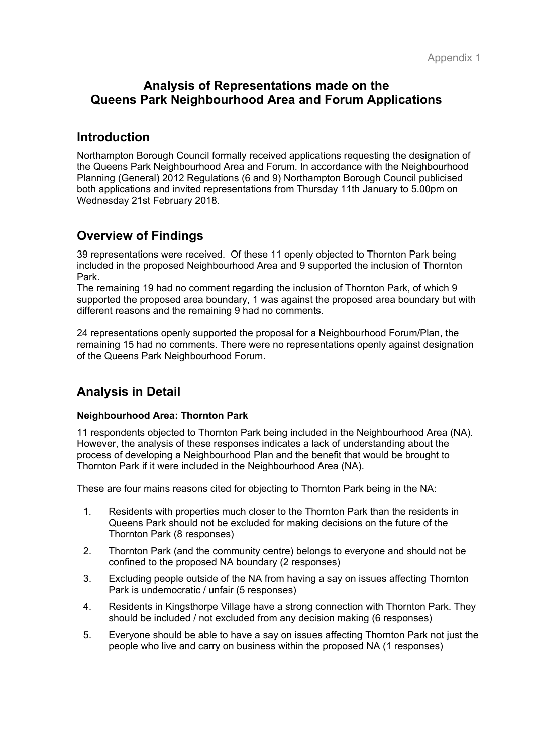Appendix 1

# Analysis of Representations made on the Queens Park Neighbourhood Area and Forum Applications

## Introduction

Northampton Borough Council formally received applications requesting the designation of the Queens Park Neighbourhood Area and Forum. In accordance with the Neighbourhood Planning (General) 2012 Regulations (6 and 9) Northampton Borough Council publicised both applications and invited representations from Thursday 11th January to 5.00pm on Wednesday 21st February 2018.

## Overview of Findings

39 representations were received. Of these 11 openly objected to Thornton Park being included in the proposed Neighbourhood Area and 9 supported the inclusion of Thornton Park.

The remaining 19 had no comment regarding the inclusion of Thornton Park, of which 9 supported the proposed area boundary, 1 was against the proposed area boundary but with different reasons and the remaining 9 had no comments.

24 representations openly supported the proposal for a Neighbourhood Forum/Plan, the remaining 15 had no comments. There were no representations openly against designation of the Queens Park Neighbourhood Forum.

## Analysis in Detail

### Neighbourhood Area: Thornton Park

11 respondents objected to Thornton Park being included in the Neighbourhood Area (NA). However, the analysis of these responses indicates a lack of understanding about the process of developing a Neighbourhood Plan and the benefit that would be brought to Thornton Park if it were included in the Neighbourhood Area (NA).

These are four mains reasons cited for objecting to Thornton Park being in the NA:

1. Residents with properties much closer to the Thornton Park than the residents in Queens Park should not be excluded for making decisions on the future of the Thornton Park (8 responses)
2. Thornton Park (and the community centre) belongs to everyone and should not be confined to the proposed NA boundary (2 responses)
3. Excluding people outside of the NA from having a say on issues affecting Thornton Park is undemocratic / unfair (5 responses)
4. Residents in Kingsthorpe Village have a strong connection with Thornton Park. They should be included / not excluded from any decision making (6 responses)
5. Everyone should be able to have a say on issues affecting Thornton Park not just the people who live and carry on business within the proposed NA (1 responses)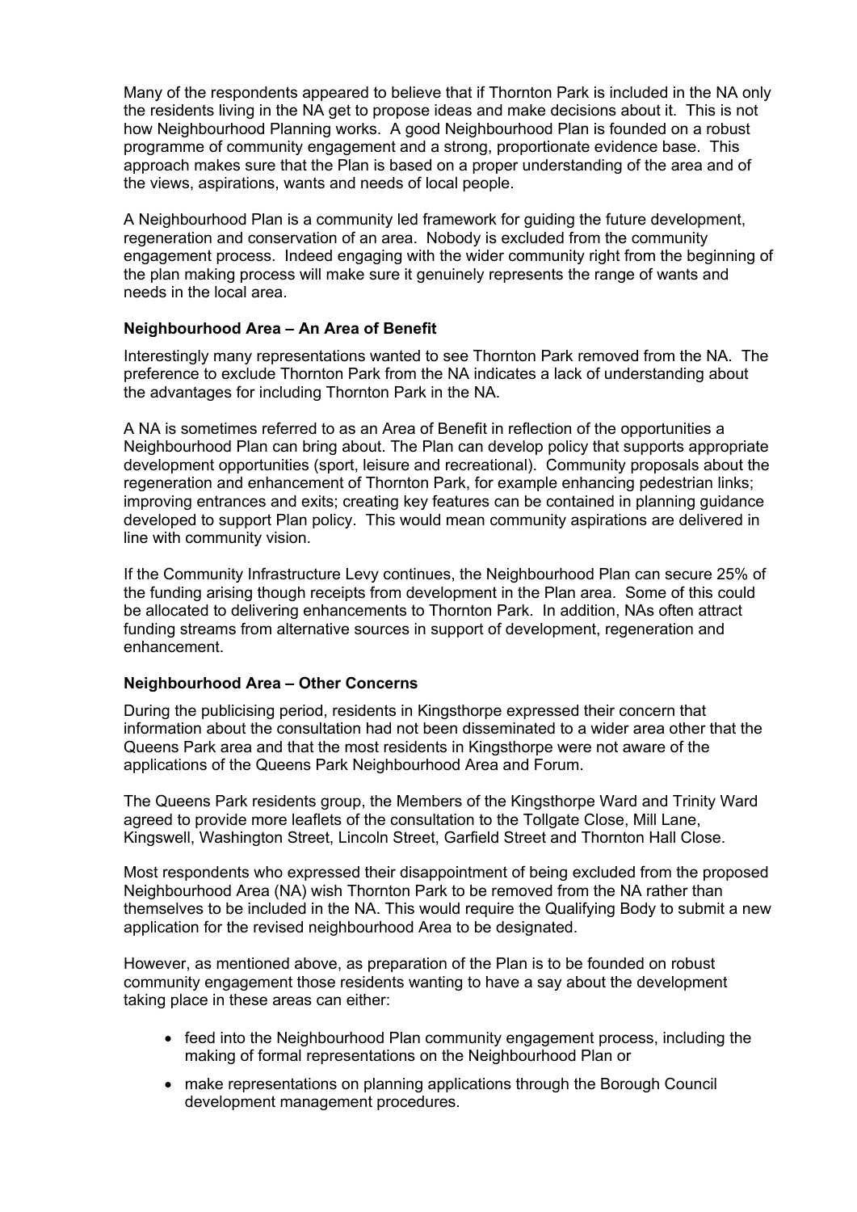Many of the respondents appeared to believe that if Thornton Park is included in the NA only the residents living in the NA get to propose ideas and make decisions about it. This is not how Neighbourhood Planning works. A good Neighbourhood Plan is founded on a robust programme of community engagement and a strong, proportionate evidence base. This approach makes sure that the Plan is based on a proper understanding of the area and of the views, aspirations, wants and needs of local people.

A Neighbourhood Plan is a community led framework for guiding the future development, regeneration and conservation of an area. Nobody is excluded from the community engagement process. Indeed engaging with the wider community right from the beginning of the plan making process will make sure it genuinely represents the range of wants and needs in the local area.

**Neighbourhood Area – An Area of Benefit**

Interestingly many representations wanted to see Thornton Park removed from the NA. The preference to exclude Thornton Park from the NA indicates a lack of understanding about the advantages for including Thornton Park in the NA.

A NA is sometimes referred to as an Area of Benefit in reflection of the opportunities a Neighbourhood Plan can bring about. The Plan can develop policy that supports appropriate development opportunities (sport, leisure and recreational). Community proposals about the regeneration and enhancement of Thornton Park, for example enhancing pedestrian links; improving entrances and exits; creating key features can be contained in planning guidance developed to support Plan policy. This would mean community aspirations are delivered in line with community vision.

If the Community Infrastructure Levy continues, the Neighbourhood Plan can secure 25% of the funding arising though receipts from development in the Plan area. Some of this could be allocated to delivering enhancements to Thornton Park. In addition, NAs often attract funding streams from alternative sources in support of development, regeneration and enhancement.

**Neighbourhood Area – Other Concerns**

During the publicising period, residents in Kingsthorpe expressed their concern that information about the consultation had not been disseminated to a wider area other that the Queens Park area and that the most residents in Kingsthorpe were not aware of the applications of the Queens Park Neighbourhood Area and Forum.

The Queens Park residents group, the Members of the Kingsthorpe Ward and Trinity Ward agreed to provide more leaflets of the consultation to the Tollgate Close, Mill Lane, Kingswell, Washington Street, Lincoln Street, Garfield Street and Thornton Hall Close.

Most respondents who expressed their disappointment of being excluded from the proposed Neighbourhood Area (NA) wish Thornton Park to be removed from the NA rather than themselves to be included in the NA. This would require the Qualifying Body to submit a new application for the revised neighbourhood Area to be designated.

However, as mentioned above, as preparation of the Plan is to be founded on robust community engagement those residents wanting to have a say about the development taking place in these areas can either:

- feed into the Neighbourhood Plan community engagement process, including the making of formal representations on the Neighbourhood Plan or
- make representations on planning applications through the Borough Council development management procedures.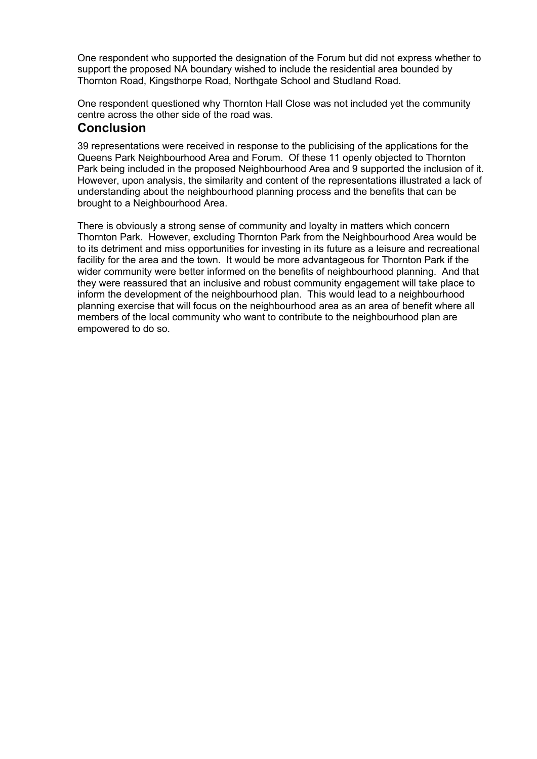One respondent who supported the designation of the Forum but did not express whether to support the proposed NA boundary wished to include the residential area bounded by Thornton Road, Kingsthorpe Road, Northgate School and Studland Road.

One respondent questioned why Thornton Hall Close was not included yet the community centre across the other side of the road was.

## Conclusion

39 representations were received in response to the publicising of the applications for the Queens Park Neighbourhood Area and Forum. Of these 11 openly objected to Thornton Park being included in the proposed Neighbourhood Area and 9 supported the inclusion of it. However, upon analysis, the similarity and content of the representations illustrated a lack of understanding about the neighbourhood planning process and the benefits that can be brought to a Neighbourhood Area.

There is obviously a strong sense of community and loyalty in matters which concern Thornton Park. However, excluding Thornton Park from the Neighbourhood Area would be to its detriment and miss opportunities for investing in its future as a leisure and recreational facility for the area and the town. It would be more advantageous for Thornton Park if the wider community were better informed on the benefits of neighbourhood planning. And that they were reassured that an inclusive and robust community engagement will take place to inform the development of the neighbourhood plan. This would lead to a neighbourhood planning exercise that will focus on the neighbourhood area as an area of benefit where all members of the local community who want to contribute to the neighbourhood plan are empowered to do so.